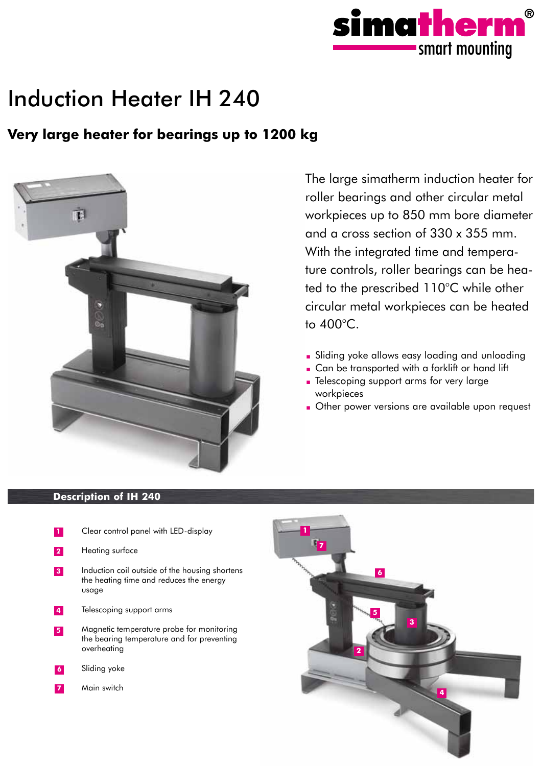simatherm®
smart mounting

# Induction Heater IH 240

## Very large heater for bearings up to 1200 kg

The large simatherm induction heater for roller bearings and other circular metal workpieces up to 850 mm bore diameter and a cross section of 330 x 355 mm. With the integrated time and temperature controls, roller bearings can be heated to the prescribed 110°C while other circular metal workpieces can be heated to 400°C.

- Sliding yoke allows easy loading and unloading
- Can be transported with a forklift or hand lift
- Telescoping support arms for very large workpieces
- Other power versions are available upon request

## Description of IH 240

1. Clear control panel with LED-display
2. Heating surface
3. Induction coil outside of the housing shortens the heating time and reduces the energy usage
4. Telescoping support arms
5. Magnetic temperature probe for monitoring the bearing temperature and for preventing overheating
6. Sliding yoke
7. Main switch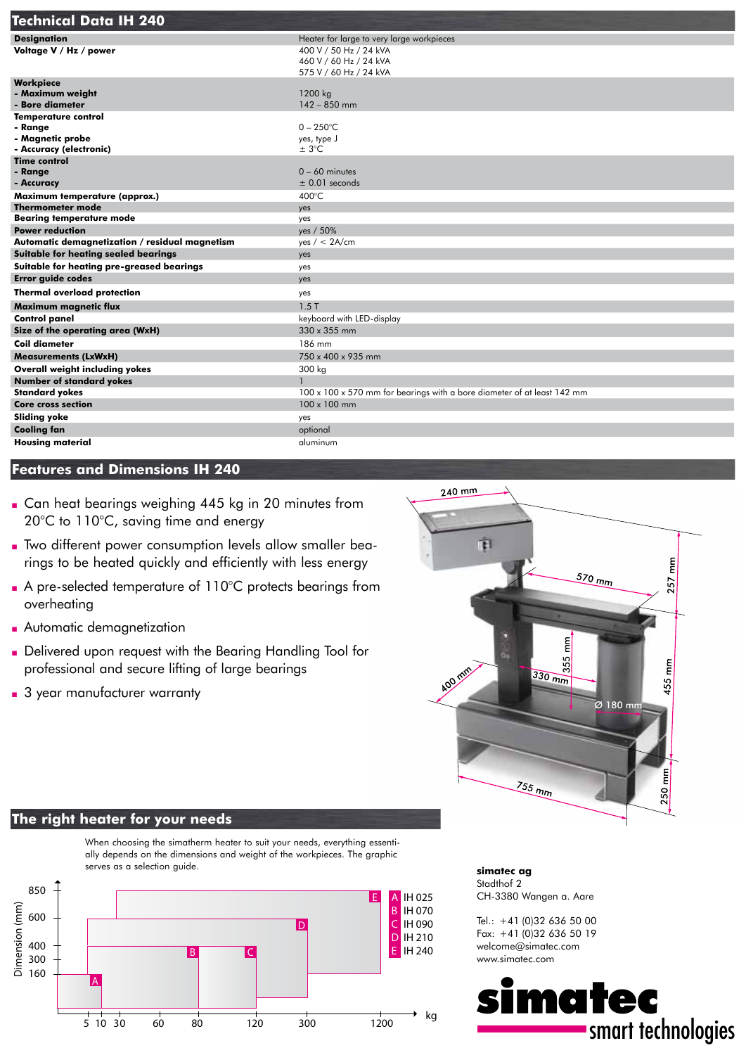## Technical Data IH 240

| | |
|---|---|
| **Designation** | Heater for large to very large workpieces |
| **Voltage V / Hz / power** | 400 V / 50 Hz / 24 kVA<br>460 V / 60 Hz / 24 kVA<br>575 V / 60 Hz / 24 kVA |
| **Workpiece** | |
| **- Maximum weight** | 1200 kg |
| **- Bore diameter** | 142 – 850 mm |
| **Temperature control** | |
| **- Range** | 0 – 250°C |
| **- Magnetic probe** | yes, type J |
| **- Accuracy (electronic)** | ± 3°C |
| **Time control** | |
| **- Range** | 0 – 60 minutes |
| **- Accuracy** | ± 0.01 seconds |
| **Maximum temperature (approx.)** | 400°C |
| **Thermometer mode** | yes |
| **Bearing temperature mode** | yes |
| **Power reduction** | yes / 50% |
| **Automatic demagnetization / residual magnetism** | yes / < 2A/cm |
| **Suitable for heating sealed bearings** | yes |
| **Suitable for heating pre-greased bearings** | yes |
| **Error guide codes** | yes |
| **Thermal overload protection** | yes |
| **Maximum magnetic flux** | 1.5 T |
| **Control panel** | keyboard with LED-display |
| **Size of the operating area (WxH)** | 330 x 355 mm |
| **Coil diameter** | 186 mm |
| **Measurements (LxWxH)** | 750 x 400 x 935 mm |
| **Overall weight including yokes** | 300 kg |
| **Number of standard yokes** | 1 |
| **Standard yokes** | 100 x 100 x 570 mm for bearings with a bore diameter of at least 142 mm |
| **Core cross section** | 100 x 100 mm |
| **Sliding yoke** | yes |
| **Cooling fan** | optional |
| **Housing material** | aluminum |

## Features and Dimensions IH 240

- Can heat bearings weighing 445 kg in 20 minutes from 20°C to 110°C, saving time and energy
- Two different power consumption levels allow smaller bearings to be heated quickly and efficiently with less energy
- A pre-selected temperature of 110°C protects bearings from overheating
- Automatic demagnetization
- Delivered upon request with the Bearing Handling Tool for professional and secure lifting of large bearings
- 3 year manufacturer warranty

240 mm
570 mm
257 mm
355 mm
330 mm
400 mm
455 mm
Ø 180 mm
755 mm
250 mm

## The right heater for your needs

When choosing the simatherm heater to suit your needs, everything essentially depends on the dimensions and weight of the workpieces. The graphic serves as a selection guide.

Dimension (mm)
850
600
400
300
160

5 10 30 60 80 120 300 1200
kg

A IH 025
B IH 070
C IH 090
D IH 210
E IH 240

**simatec ag**
Stadthof 2
CH-3380 Wangen a. Aare

Tel.: +41 (0)32 636 50 00
Fax: +41 (0)32 636 50 19
welcome@simatec.com
www.simatec.com

simatec
smart technologies